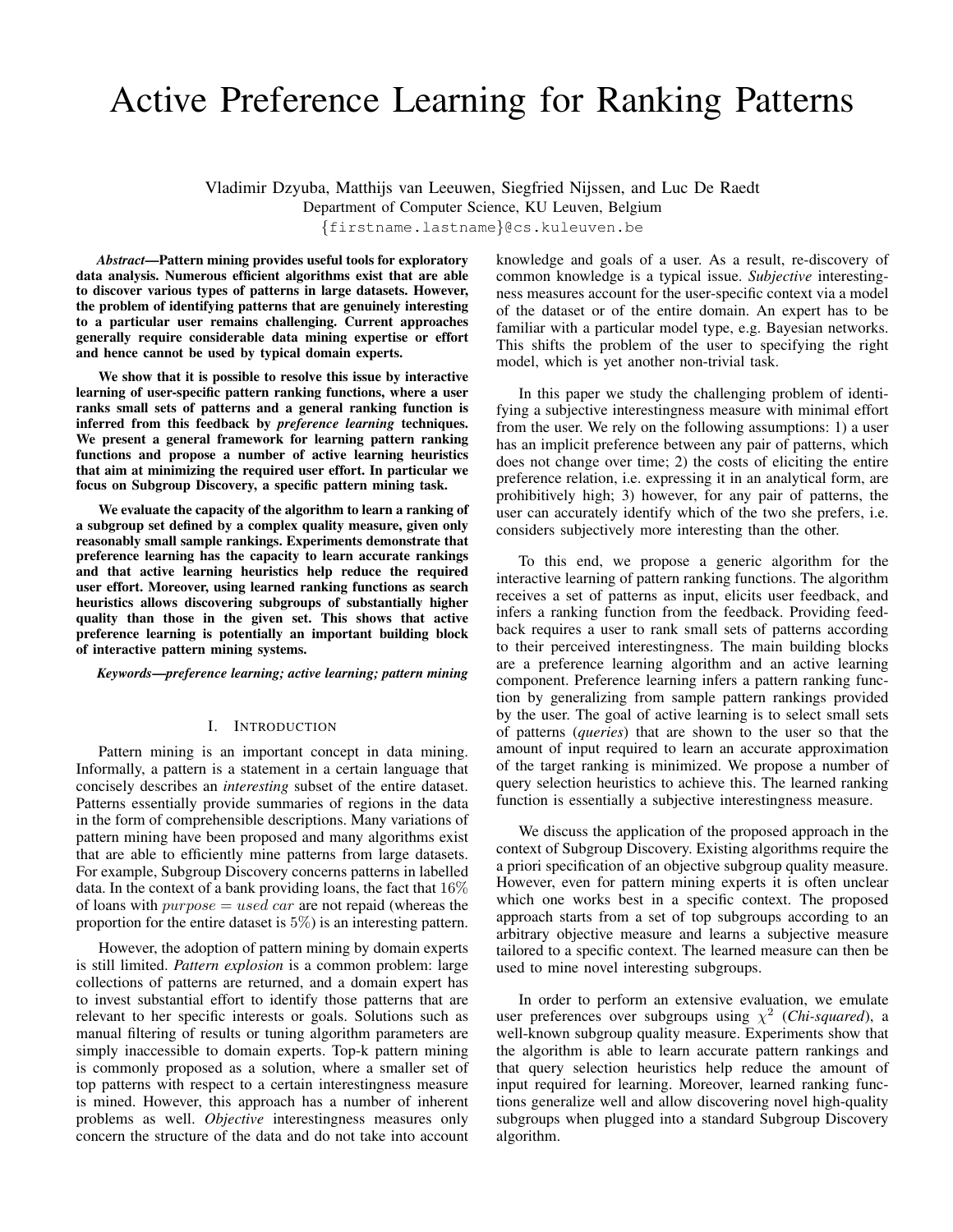# Active Preference Learning for Ranking Patterns

Vladimir Dzyuba, Matthijs van Leeuwen, Siegfried Nijssen, and Luc De Raedt
Department of Computer Science, KU Leuven, Belgium
{firstname.lastname}@cs.kuleuven.be

***Abstract*—Pattern mining provides useful tools for exploratory data analysis. Numerous efficient algorithms exist that are able to discover various types of patterns in large datasets. However, the problem of identifying patterns that are genuinely interesting to a particular user remains challenging. Current approaches generally require considerable data mining expertise or effort and hence cannot be used by typical domain experts.**

**We show that it is possible to resolve this issue by interactive learning of user-specific pattern ranking functions, where a user ranks small sets of patterns and a general ranking function is inferred from this feedback by *preference learning* techniques. We present a general framework for learning pattern ranking functions and propose a number of active learning heuristics that aim at minimizing the required user effort. In particular we focus on Subgroup Discovery, a specific pattern mining task.**

**We evaluate the capacity of the algorithm to learn a ranking of a subgroup set defined by a complex quality measure, given only reasonably small sample rankings. Experiments demonstrate that preference learning has the capacity to learn accurate rankings and that active learning heuristics help reduce the required user effort. Moreover, using learned ranking functions as search heuristics allows discovering subgroups of substantially higher quality than those in the given set. This shows that active preference learning is potentially an important building block of interactive pattern mining systems.**

***Keywords*—preference learning; active learning; pattern mining**

## I. Introduction

Pattern mining is an important concept in data mining. Informally, a pattern is a statement in a certain language that concisely describes an *interesting* subset of the entire dataset. Patterns essentially provide summaries of regions in the data in the form of comprehensible descriptions. Many variations of pattern mining have been proposed and many algorithms exist that are able to efficiently mine patterns from large datasets. For example, Subgroup Discovery concerns patterns in labelled data. In the context of a bank providing loans, the fact that $16\%$ of loans with $purpose = used\ car$ are not repaid (whereas the proportion for the entire dataset is $5\%$) is an interesting pattern.

However, the adoption of pattern mining by domain experts is still limited. *Pattern explosion* is a common problem: large collections of patterns are returned, and a domain expert has to invest substantial effort to identify those patterns that are relevant to her specific interests or goals. Solutions such as manual filtering of results or tuning algorithm parameters are simply inaccessible to domain experts. Top-k pattern mining is commonly proposed as a solution, where a smaller set of top patterns with respect to a certain interestingness measure is mined. However, this approach has a number of inherent problems as well. *Objective* interestingness measures only concern the structure of the data and do not take into account knowledge and goals of a user. As a result, re-discovery of common knowledge is a typical issue. *Subjective* interestingness measures account for the user-specific context via a model of the dataset or of the entire domain. An expert has to be familiar with a particular model type, e.g. Bayesian networks. This shifts the problem of the user to specifying the right model, which is yet another non-trivial task.

In this paper we study the challenging problem of identifying a subjective interestingness measure with minimal effort from the user. We rely on the following assumptions: 1) a user has an implicit preference between any pair of patterns, which does not change over time; 2) the costs of eliciting the entire preference relation, i.e. expressing it in an analytical form, are prohibitively high; 3) however, for any pair of patterns, the user can accurately identify which of the two she prefers, i.e. considers subjectively more interesting than the other.

To this end, we propose a generic algorithm for the interactive learning of pattern ranking functions. The algorithm receives a set of patterns as input, elicits user feedback, and infers a ranking function from the feedback. Providing feedback requires a user to rank small sets of patterns according to their perceived interestingness. The main building blocks are a preference learning algorithm and an active learning component. Preference learning infers a pattern ranking function by generalizing from sample pattern rankings provided by the user. The goal of active learning is to select small sets of patterns (*queries*) that are shown to the user so that the amount of input required to learn an accurate approximation of the target ranking is minimized. We propose a number of query selection heuristics to achieve this. The learned ranking function is essentially a subjective interestingness measure.

We discuss the application of the proposed approach in the context of Subgroup Discovery. Existing algorithms require the a priori specification of an objective subgroup quality measure. However, even for pattern mining experts it is often unclear which one works best in a specific context. The proposed approach starts from a set of top subgroups according to an arbitrary objective measure and learns a subjective measure tailored to a specific context. The learned measure can then be used to mine novel interesting subgroups.

In order to perform an extensive evaluation, we emulate user preferences over subgroups using $\chi^2$ (*Chi-squared*), a well-known subgroup quality measure. Experiments show that the algorithm is able to learn accurate pattern rankings and that query selection heuristics help reduce the amount of input required for learning. Moreover, learned ranking functions generalize well and allow discovering novel high-quality subgroups when plugged into a standard Subgroup Discovery algorithm.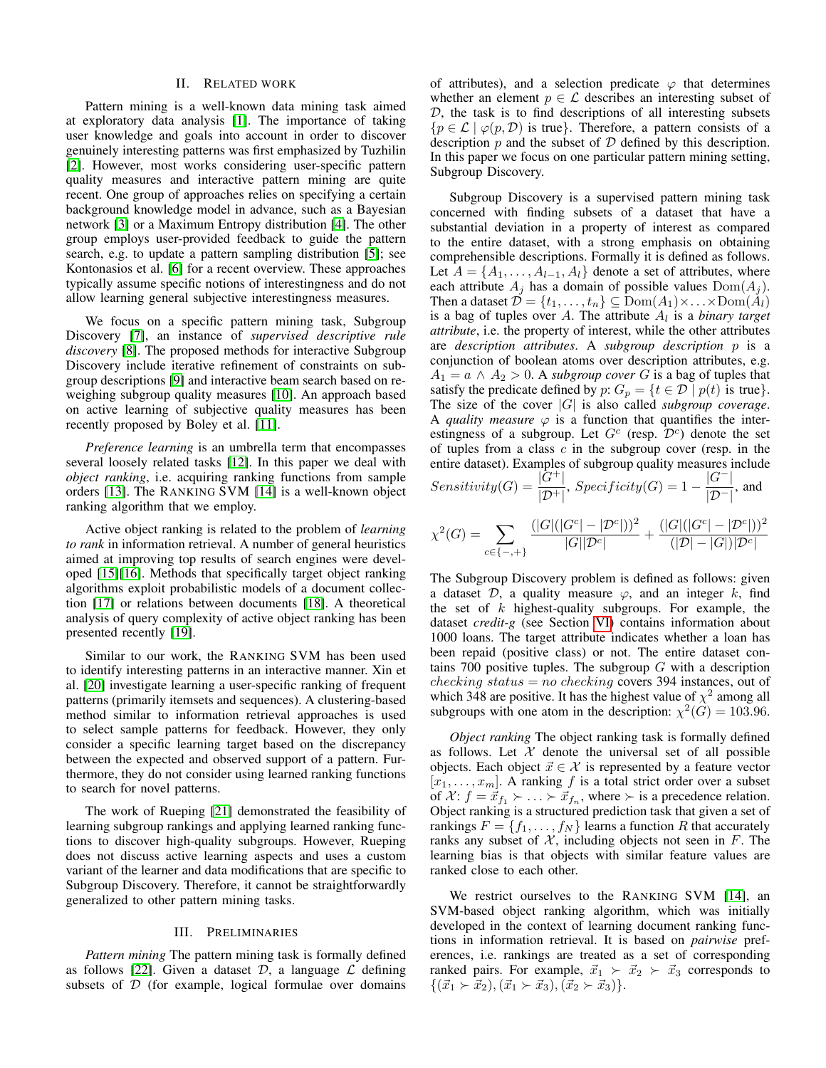## II. Related work

Pattern mining is a well-known data mining task aimed at exploratory data analysis [1]. The importance of taking user knowledge and goals into account in order to discover genuinely interesting patterns was first emphasized by Tuzhilin [2]. However, most works considering user-specific pattern quality measures and interactive pattern mining are quite recent. One group of approaches relies on specifying a certain background knowledge model in advance, such as a Bayesian network [3] or a Maximum Entropy distribution [4]. The other group employs user-provided feedback to guide the pattern search, e.g. to update a pattern sampling distribution [5]; see Kontonasios et al. [6] for a recent overview. These approaches typically assume specific notions of interestingness and do not allow learning general subjective interestingness measures.

We focus on a specific pattern mining task, Subgroup Discovery [7], an instance of *supervised descriptive rule discovery* [8]. The proposed methods for interactive Subgroup Discovery include iterative refinement of constraints on subgroup descriptions [9] and interactive beam search based on reweighing subgroup quality measures [10]. An approach based on active learning of subjective quality measures has been recently proposed by Boley et al. [11].

*Preference learning* is an umbrella term that encompasses several loosely related tasks [12]. In this paper we deal with *object ranking*, i.e. acquiring ranking functions from sample orders [13]. The Ranking SVM [14] is a well-known object ranking algorithm that we employ.

Active object ranking is related to the problem of *learning to rank* in information retrieval. A number of general heuristics aimed at improving top results of search engines were developed [15][16]. Methods that specifically target object ranking algorithms exploit probabilistic models of a document collection [17] or relations between documents [18]. A theoretical analysis of query complexity of active object ranking has been presented recently [19].

Similar to our work, the Ranking SVM has been used to identify interesting patterns in an interactive manner. Xin et al. [20] investigate learning a user-specific ranking of frequent patterns (primarily itemsets and sequences). A clustering-based method similar to information retrieval approaches is used to select sample patterns for feedback. However, they only consider a specific learning target based on the discrepancy between the expected and observed support of a pattern. Furthermore, they do not consider using learned ranking functions to search for novel patterns.

The work of Rueping [21] demonstrated the feasibility of learning subgroup rankings and applying learned ranking functions to discover high-quality subgroups. However, Rueping does not discuss active learning aspects and uses a custom variant of the learner and data modifications that are specific to Subgroup Discovery. Therefore, it cannot be straightforwardly generalized to other pattern mining tasks.

## III. Preliminaries

*Pattern mining* The pattern mining task is formally defined as follows [22]. Given a dataset $\mathcal{D}$, a language $\mathcal{L}$ defining subsets of $\mathcal{D}$ (for example, logical formulae over domains of attributes), and a selection predicate $\varphi$ that determines whether an element $p \in \mathcal{L}$ describes an interesting subset of $\mathcal{D}$, the task is to find descriptions of all interesting subsets $\{p \in \mathcal{L} \mid \varphi(p, \mathcal{D}) \text{ is true}\}$. Therefore, a pattern consists of a description $p$ and the subset of $\mathcal{D}$ defined by this description. In this paper we focus on one particular pattern mining setting, Subgroup Discovery.

Subgroup Discovery is a supervised pattern mining task concerned with finding subsets of a dataset that have a substantial deviation in a property of interest as compared to the entire dataset, with a strong emphasis on obtaining comprehensible descriptions. Formally it is defined as follows. Let $A = \{A_1, \ldots, A_{l-1}, A_l\}$ denote a set of attributes, where each attribute $A_j$ has a domain of possible values $\mathrm{Dom}(A_j)$. Then a dataset $\mathcal{D} = \{t_1, \ldots, t_n\} \subseteq \mathrm{Dom}(A_1) \times \ldots \times \mathrm{Dom}(A_l)$ is a bag of tuples over $A$. The attribute $A_l$ is a *binary target attribute*, i.e. the property of interest, while the other attributes are *description attributes*. A *subgroup description* $p$ is a conjunction of boolean atoms over description attributes, e.g. $A_1 = a \wedge A_2 > 0$. A *subgroup cover* $G$ is a bag of tuples that satisfy the predicate defined by $p$: $G_p = \{t \in \mathcal{D} \mid p(t) \text{ is true}\}$. The size of the cover $|G|$ is also called *subgroup coverage*. A *quality measure* $\varphi$ is a function that quantifies the interestingness of a subgroup. Let $G^c$ (resp. $\mathcal{D}^c$) denote the set of tuples from a class $c$ in the subgroup cover (resp. in the entire dataset). Examples of subgroup quality measures include $Sensitivity(G) = \frac{|G^+|}{|\mathcal{D}^+|}$, $Specificity(G) = 1 - \frac{|G^-|}{|\mathcal{D}^-|}$, and

$$\chi^2(G) = \sum_{c \in \{-,+\}} \frac{(|G|(|G^c| - |\mathcal{D}^c|))^2}{|G||\mathcal{D}^c|} + \frac{(|G|(|G^c| - |\mathcal{D}^c|))^2}{(|\mathcal{D}| - |G|)|\mathcal{D}^c|}$$

The Subgroup Discovery problem is defined as follows: given a dataset $\mathcal{D}$, a quality measure $\varphi$, and an integer $k$, find the set of $k$ highest-quality subgroups. For example, the dataset *credit-g* (see Section VI) contains information about 1000 loans. The target attribute indicates whether a loan has been repaid (positive class) or not. The entire dataset contains 700 positive tuples. The subgroup $G$ with a description $checking\ status = no\ checking$ covers 394 instances, out of which 348 are positive. It has the highest value of $\chi^2$ among all subgroups with one atom in the description: $\chi^2(G) = 103.96$.

*Object ranking* The object ranking task is formally defined as follows. Let $\mathcal{X}$ denote the universal set of all possible objects. Each object $\vec{x} \in \mathcal{X}$ is represented by a feature vector $[x_1, \ldots, x_m]$. A ranking $f$ is a total strict order over a subset of $\mathcal{X}$: $f = \vec{x}_{f_1} \succ \ldots \succ \vec{x}_{f_n}$, where $\succ$ is a precedence relation. Object ranking is a structured prediction task that given a set of rankings $F = \{f_1, \ldots, f_N\}$ learns a function $R$ that accurately ranks any subset of $\mathcal{X}$, including objects not seen in $F$. The learning bias is that objects with similar feature values are ranked close to each other.

We restrict ourselves to the Ranking SVM [14], an SVM-based object ranking algorithm, which was initially developed in the context of learning document ranking functions in information retrieval. It is based on *pairwise* preferences, i.e. rankings are treated as a set of corresponding ranked pairs. For example, $\vec{x}_1 \succ \vec{x}_2 \succ \vec{x}_3$ corresponds to $\{(\vec{x}_1 \succ \vec{x}_2), (\vec{x}_1 \succ \vec{x}_3), (\vec{x}_2 \succ \vec{x}_3)\}$.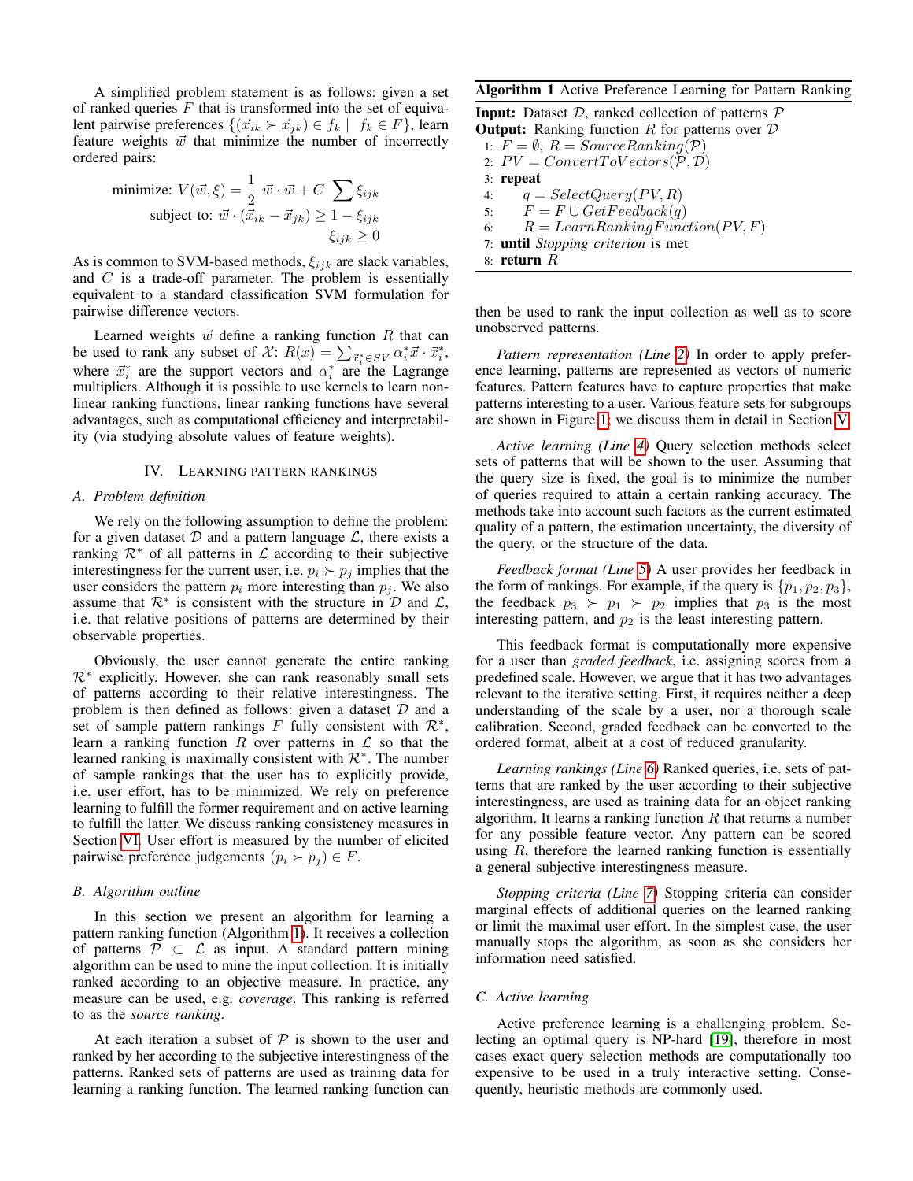A simplified problem statement is as follows: given a set of ranked queries $F$ that is transformed into the set of equivalent pairwise preferences $\{(\vec{x}_{ik} \succ \vec{x}_{jk}) \in f_k \mid f_k \in F\}$, learn feature weights $\vec{w}$ that minimize the number of incorrectly ordered pairs:

$$
\begin{aligned}
\text{minimize: } & V(\vec{w}, \xi) = \frac{1}{2}\ \vec{w} \cdot \vec{w} + C \sum \xi_{ijk} \\
\text{subject to: } & \vec{w} \cdot (\vec{x}_{ik} - \vec{x}_{jk}) \geq 1 - \xi_{ijk} \\
& \xi_{ijk} \geq 0
\end{aligned}
$$

As is common to SVM-based methods, $\xi_{ijk}$ are slack variables, and $C$ is a trade-off parameter. The problem is essentially equivalent to a standard classification SVM formulation for pairwise difference vectors.

Learned weights $\vec{w}$ define a ranking function $R$ that can be used to rank any subset of $\mathcal{X}$: $R(x) = \sum_{\vec{x}_i^* \in SV} \alpha_i^* \vec{x} \cdot \vec{x}_i^*$, where $\vec{x}_i^*$ are the support vectors and $\alpha_i^*$ are the Lagrange multipliers. Although it is possible to use kernels to learn non-linear ranking functions, linear ranking functions have several advantages, such as computational efficiency and interpretability (via studying absolute values of feature weights).

## IV. Learning pattern rankings

### A. Problem definition

We rely on the following assumption to define the problem: for a given dataset $\mathcal{D}$ and a pattern language $\mathcal{L}$, there exists a ranking $\mathcal{R}^*$ of all patterns in $\mathcal{L}$ according to their subjective interestingness for the current user, i.e. $p_i \succ p_j$ implies that the user considers the pattern $p_i$ more interesting than $p_j$. We also assume that $\mathcal{R}^*$ is consistent with the structure in $\mathcal{D}$ and $\mathcal{L}$, i.e. that relative positions of patterns are determined by their observable properties.

Obviously, the user cannot generate the entire ranking $\mathcal{R}^*$ explicitly. However, she can rank reasonably small sets of patterns according to their relative interestingness. The problem is then defined as follows: given a dataset $\mathcal{D}$ and a set of sample pattern rankings $F$ fully consistent with $\mathcal{R}^*$, learn a ranking function $R$ over patterns in $\mathcal{L}$ so that the learned ranking is maximally consistent with $\mathcal{R}^*$. The number of sample rankings that the user has to explicitly provide, i.e. user effort, has to be minimized. We rely on preference learning to fulfill the former requirement and on active learning to fulfill the latter. We discuss ranking consistency measures in Section VI. User effort is measured by the number of elicited pairwise preference judgements $(p_i \succ p_j) \in F$.

### B. Algorithm outline

In this section we present an algorithm for learning a pattern ranking function (Algorithm 1). It receives a collection of patterns $\mathcal{P} \subset \mathcal{L}$ as input. A standard pattern mining algorithm can be used to mine the input collection. It is initially ranked according to an objective measure. In practice, any measure can be used, e.g. *coverage*. This ranking is referred to as the *source ranking*.

At each iteration a subset of $\mathcal{P}$ is shown to the user and ranked by her according to the subjective interestingness of the patterns. Ranked sets of patterns are used as training data for learning a ranking function. The learned ranking function can then be used to rank the input collection as well as to score unobserved patterns.

**Algorithm 1** Active Preference Learning for Pattern Ranking

**Input:** Dataset $\mathcal{D}$, ranked collection of patterns $\mathcal{P}$
**Output:** Ranking function $R$ for patterns over $\mathcal{D}$

1: $F = \emptyset$, $R = SourceRanking(\mathcal{P})$
2: $PV = ConvertToVectors(\mathcal{P}, \mathcal{D})$
3: **repeat**
4: $\quad q = SelectQuery(PV, R)$
5: $\quad F = F \cup GetFeedback(q)$
6: $\quad R = LearnRankingFunction(PV, F)$
7: **until** *Stopping criterion* is met
8: **return** $R$

*Pattern representation (Line 2)* In order to apply preference learning, patterns are represented as vectors of numeric features. Pattern features have to capture properties that make patterns interesting to a user. Various feature sets for subgroups are shown in Figure 1; we discuss them in detail in Section V.

*Active learning (Line 4)* Query selection methods select sets of patterns that will be shown to the user. Assuming that the query size is fixed, the goal is to minimize the number of queries required to attain a certain ranking accuracy. The methods take into account such factors as the current estimated quality of a pattern, the estimation uncertainty, the diversity of the query, or the structure of the data.

*Feedback format (Line 5)* A user provides her feedback in the form of rankings. For example, if the query is $\{p_1, p_2, p_3\}$, the feedback $p_3 \succ p_1 \succ p_2$ implies that $p_3$ is the most interesting pattern, and $p_2$ is the least interesting pattern.

This feedback format is computationally more expensive for a user than *graded feedback*, i.e. assigning scores from a predefined scale. However, we argue that it has two advantages relevant to the iterative setting. First, it requires neither a deep understanding of the scale by a user, nor a thorough scale calibration. Second, graded feedback can be converted to the ordered format, albeit at a cost of reduced granularity.

*Learning rankings (Line 6)* Ranked queries, i.e. sets of patterns that are ranked by the user according to their subjective interestingness, are used as training data for an object ranking algorithm. It learns a ranking function $R$ that returns a number for any possible feature vector. Any pattern can be scored using $R$, therefore the learned ranking function is essentially a general subjective interestingness measure.

*Stopping criteria (Line 7)* Stopping criteria can consider marginal effects of additional queries on the learned ranking or limit the maximal user effort. In the simplest case, the user manually stops the algorithm, as soon as she considers her information need satisfied.

### C. Active learning

Active preference learning is a challenging problem. Selecting an optimal query is NP-hard [19], therefore in most cases exact query selection methods are computationally too expensive to be used in a truly interactive setting. Consequently, heuristic methods are commonly used.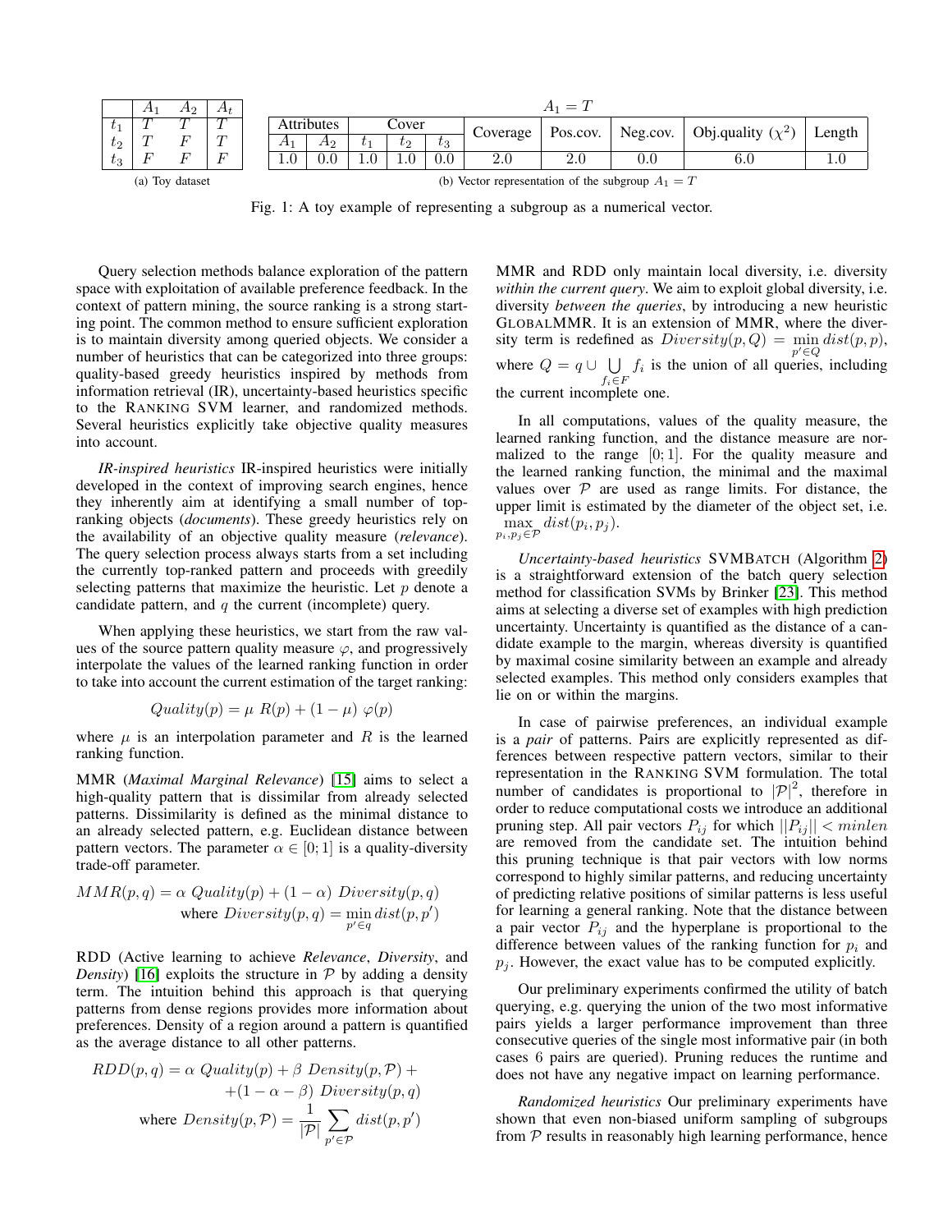|  | $A_1$ | $A_2$ | $A_t$ |
|---|---|---|---|
| $t_1$ | $T$ | $T$ | $T$ |
| $t_2$ | $T$ | $F$ | $T$ |
| $t_3$ | $F$ | $F$ | $F$ |

(a) Toy dataset

| $A_1 = T$ | | | | | | | | | |
|---|---|---|---|---|---|---|---|---|---|
| Attributes | | Cover | | | Coverage | Pos.cov. | Neg.cov. | Obj.quality ($\chi^2$) | Length |
| $A_1$ | $A_2$ | $t_1$ | $t_2$ | $t_3$ | | | | | |
| 1.0 | 0.0 | 1.0 | 1.0 | 0.0 | 2.0 | 2.0 | 0.0 | 6.0 | 1.0 |

(b) Vector representation of the subgroup $A_1 = T$

Fig. 1: A toy example of representing a subgroup as a numerical vector.

Query selection methods balance exploration of the pattern space with exploitation of available preference feedback. In the context of pattern mining, the source ranking is a strong starting point. The common method to ensure sufficient exploration is to maintain diversity among queried objects. We consider a number of heuristics that can be categorized into three groups: quality-based greedy heuristics inspired by methods from information retrieval (IR), uncertainty-based heuristics specific to the RANKING SVM learner, and randomized methods. Several heuristics explicitly take objective quality measures into account.

*IR-inspired heuristics* IR-inspired heuristics were initially developed in the context of improving search engines, hence they inherently aim at identifying a small number of top-ranking objects (*documents*). These greedy heuristics rely on the availability of an objective quality measure (*relevance*). The query selection process always starts from a set including the currently top-ranked pattern and proceeds with greedily selecting patterns that maximize the heuristic. Let $p$ denote a candidate pattern, and $q$ the current (incomplete) query.

When applying these heuristics, we start from the raw values of the source pattern quality measure $\varphi$, and progressively interpolate the values of the learned ranking function in order to take into account the current estimation of the target ranking:

$$Quality(p) = \mu \; R(p) + (1 - \mu) \; \varphi(p)$$

where $\mu$ is an interpolation parameter and $R$ is the learned ranking function.

MMR (*Maximal Marginal Relevance*) [15] aims to select a high-quality pattern that is dissimilar from already selected patterns. Dissimilarity is defined as the minimal distance to an already selected pattern, e.g. Euclidean distance between pattern vectors. The parameter $\alpha \in [0; 1]$ is a quality-diversity trade-off parameter.

$$MMR(p, q) = \alpha \; Quality(p) + (1 - \alpha) \; Diversity(p, q)$$
$$\text{where } Diversity(p, q) = \min_{p' \in q} dist(p, p')$$

RDD (Active learning to achieve *Relevance*, *Diversity*, and *Density*) [16] exploits the structure in $\mathcal{P}$ by adding a density term. The intuition behind this approach is that querying patterns from dense regions provides more information about preferences. Density of a region around a pattern is quantified as the average distance to all other patterns.

$$RDD(p, q) = \alpha \; Quality(p) + \beta \; Density(p, \mathcal{P}) + (1 - \alpha - \beta) \; Diversity(p, q)$$
$$\text{where } Density(p, \mathcal{P}) = \frac{1}{|\mathcal{P}|} \sum_{p' \in \mathcal{P}} dist(p, p')$$

MMR and RDD only maintain local diversity, i.e. diversity *within the current query*. We aim to exploit global diversity, i.e. diversity *between the queries*, by introducing a new heuristic GLOBALMMR. It is an extension of MMR, where the diversity term is redefined as $Diversity(p, Q) = \min_{p' \in Q} dist(p, p)$, where $Q = q \cup \bigcup_{f_i \in F} f_i$ is the union of all queries, including the current incomplete one.

In all computations, values of the quality measure, the learned ranking function, and the distance measure are normalized to the range $[0; 1]$. For the quality measure and the learned ranking function, the minimal and the maximal values over $\mathcal{P}$ are used as range limits. For distance, the upper limit is estimated by the diameter of the object set, i.e. $\max_{p_i, p_j \in \mathcal{P}} dist(p_i, p_j)$.

*Uncertainty-based heuristics* SVMBATCH (Algorithm 2) is a straightforward extension of the batch query selection method for classification SVMs by Brinker [23]. This method aims at selecting a diverse set of examples with high prediction uncertainty. Uncertainty is quantified as the distance of a candidate example to the margin, whereas diversity is quantified by maximal cosine similarity between an example and already selected examples. This method only considers examples that lie on or within the margins.

In case of pairwise preferences, an individual example is a *pair* of patterns. Pairs are explicitly represented as differences between respective pattern vectors, similar to their representation in the RANKING SVM formulation. The total number of candidates is proportional to $|\mathcal{P}|^2$, therefore in order to reduce computational costs we introduce an additional pruning step. All pair vectors $P_{ij}$ for which $||P_{ij}|| < minlen$ are removed from the candidate set. The intuition behind this pruning technique is that pair vectors with low norms correspond to highly similar patterns, and reducing uncertainty of predicting relative positions of similar patterns is less useful for learning a general ranking. Note that the distance between a pair vector $P_{ij}$ and the hyperplane is proportional to the difference between values of the ranking function for $p_i$ and $p_j$. However, the exact value has to be computed explicitly.

Our preliminary experiments confirmed the utility of batch querying, e.g. querying the union of the two most informative pairs yields a larger performance improvement than three consecutive queries of the single most informative pair (in both cases 6 pairs are queried). Pruning reduces the runtime and does not have any negative impact on learning performance.

*Randomized heuristics* Our preliminary experiments have shown that even non-biased uniform sampling of subgroups from $\mathcal{P}$ results in reasonably high learning performance, hence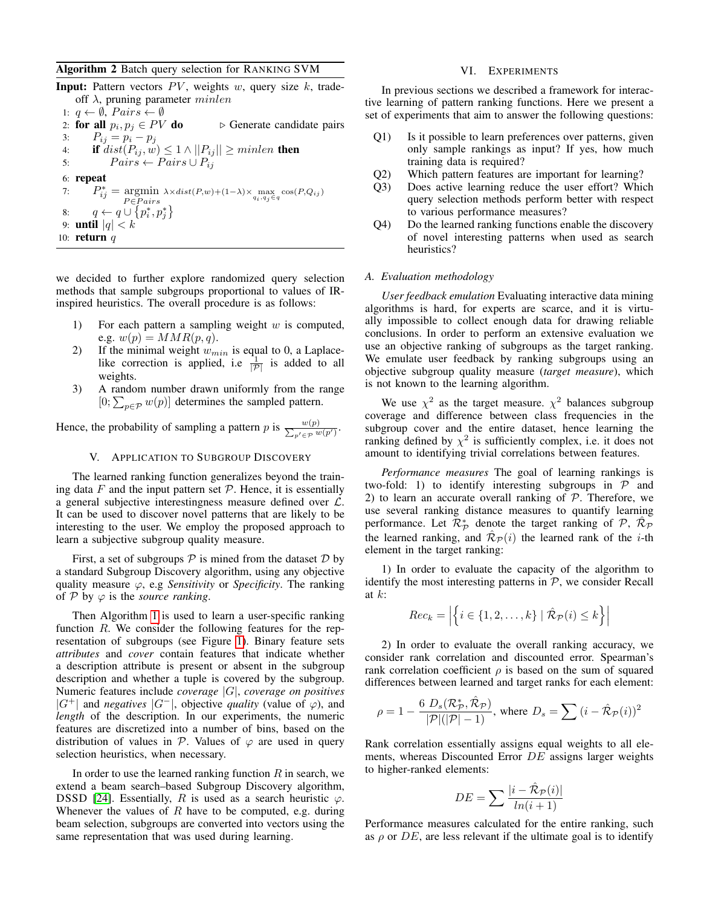**Algorithm 2** Batch query selection for RANKING SVM

**Input:** Pattern vectors $PV$, weights $w$, query size $k$, trade-off $\lambda$, pruning parameter $minlen$

1: $q \leftarrow \emptyset$, $Pairs \leftarrow \emptyset$
2: **for all** $p_i, p_j \in PV$ **do** ▷ Generate candidate pairs
3: $\quad P_{ij} = p_i - p_j$
4: $\quad$ **if** $dist(P_{ij}, w) \leq 1 \wedge ||P_{ij}|| \geq minlen$ **then**
5: $\quad\quad Pairs \leftarrow Pairs \cup P_{ij}$
6: **repeat**
7: $\quad P^*_{ij} = \underset{P \in Pairs}{\operatorname{argmin}} \; \lambda \times dist(P, w) + (1-\lambda) \times \max_{q_i, q_j \in q} \cos(P, Q_{ij})$
8: $\quad q \leftarrow q \cup \{p^*_i, p^*_j\}$
9: **until** $|q| < k$
10: **return** $q$

we decided to further explore randomized query selection methods that sample subgroups proportional to values of IR-inspired heuristics. The overall procedure is as follows:

1) For each pattern a sampling weight $w$ is computed, e.g. $w(p) = MMR(p, q)$.
2) If the minimal weight $w_{min}$ is equal to 0, a Laplace-like correction is applied, i.e $\frac{1}{|\mathcal{P}|}$ is added to all weights.
3) A random number drawn uniformly from the range $[0; \sum_{p \in \mathcal{P}} w(p)]$ determines the sampled pattern.

Hence, the probability of sampling a pattern $p$ is $\frac{w(p)}{\sum_{p' \in \mathcal{P}} w(p')}$.

## V. Application to Subgroup Discovery

The learned ranking function generalizes beyond the training data $F$ and the input pattern set $\mathcal{P}$. Hence, it is essentially a general subjective interestingness measure defined over $\mathcal{L}$. It can be used to discover novel patterns that are likely to be interesting to the user. We employ the proposed approach to learn a subjective subgroup quality measure.

First, a set of subgroups $\mathcal{P}$ is mined from the dataset $\mathcal{D}$ by a standard Subgroup Discovery algorithm, using any objective quality measure $\varphi$, e.g *Sensitivity* or *Specificity*. The ranking of $\mathcal{P}$ by $\varphi$ is the *source ranking*.

Then Algorithm 1 is used to learn a user-specific ranking function $R$. We consider the following features for the representation of subgroups (see Figure 1). Binary feature sets *attributes* and *cover* contain features that indicate whether a description attribute is present or absent in the subgroup description and whether a tuple is covered by the subgroup. Numeric features include *coverage* $|G|$, *coverage on positives* $|G^+|$ and *negatives* $|G^-|$, objective *quality* (value of $\varphi$), and *length* of the description. In our experiments, the numeric features are discretized into a number of bins, based on the distribution of values in $\mathcal{P}$. Values of $\varphi$ are used in query selection heuristics, when necessary.

In order to use the learned ranking function $R$ in search, we extend a beam search–based Subgroup Discovery algorithm, DSSD [24]. Essentially, $R$ is used as a search heuristic $\varphi$. Whenever the values of $R$ have to be computed, e.g. during beam selection, subgroups are converted into vectors using the same representation that was used during learning.

## VI. Experiments

In previous sections we described a framework for interactive learning of pattern ranking functions. Here we present a set of experiments that aim to answer the following questions:

Q1) Is it possible to learn preferences over patterns, given only sample rankings as input? If yes, how much training data is required?
Q2) Which pattern features are important for learning?
Q3) Does active learning reduce the user effort? Which query selection methods perform better with respect to various performance measures?
Q4) Do the learned ranking functions enable the discovery of novel interesting patterns when used as search heuristics?

### A. Evaluation methodology

*User feedback emulation* Evaluating interactive data mining algorithms is hard, for experts are scarce, and it is virtually impossible to collect enough data for drawing reliable conclusions. In order to perform an extensive evaluation we use an objective ranking of subgroups as the target ranking. We emulate user feedback by ranking subgroups using an objective subgroup quality measure (*target measure*), which is not known to the learning algorithm.

We use $\chi^2$ as the target measure. $\chi^2$ balances subgroup coverage and difference between class frequencies in the subgroup cover and the entire dataset, hence learning the ranking defined by $\chi^2$ is sufficiently complex, i.e. it does not amount to identifying trivial correlations between features.

*Performance measures* The goal of learning rankings is two-fold: 1) to identify interesting subgroups in $\mathcal{P}$ and 2) to learn an accurate overall ranking of $\mathcal{P}$. Therefore, we use several ranking distance measures to quantify learning performance. Let $\mathcal{R}^*_{\mathcal{P}}$ denote the target ranking of $\mathcal{P}$, $\hat{\mathcal{R}}_{\mathcal{P}}$ the learned ranking, and $\hat{\mathcal{R}}_{\mathcal{P}}(i)$ the learned rank of the $i$-th element in the target ranking:

1) In order to evaluate the capacity of the algorithm to identify the most interesting patterns in $\mathcal{P}$, we consider Recall at $k$:

$$Rec_k = \left| \left\{ i \in \{1, 2, \ldots, k\} \mid \hat{\mathcal{R}}_{\mathcal{P}}(i) \leq k \right\} \right|$$

2) In order to evaluate the overall ranking accuracy, we consider rank correlation and discounted error. Spearman's rank correlation coefficient $\rho$ is based on the sum of squared differences between learned and target ranks for each element:

$$\rho = 1 - \frac{6 \; D_s(\mathcal{R}^*_{\mathcal{P}}, \hat{\mathcal{R}}_{\mathcal{P}})}{|\mathcal{P}|(|\mathcal{P}| - 1)}, \text{ where } D_s = \sum (i - \hat{\mathcal{R}}_{\mathcal{P}}(i))^2$$

Rank correlation essentially assigns equal weights to all elements, whereas Discounted Error $DE$ assigns larger weights to higher-ranked elements:

$$DE = \sum \frac{|i - \hat{\mathcal{R}}_{\mathcal{P}}(i)|}{ln(i + 1)}$$

Performance measures calculated for the entire ranking, such as $\rho$ or $DE$, are less relevant if the ultimate goal is to identify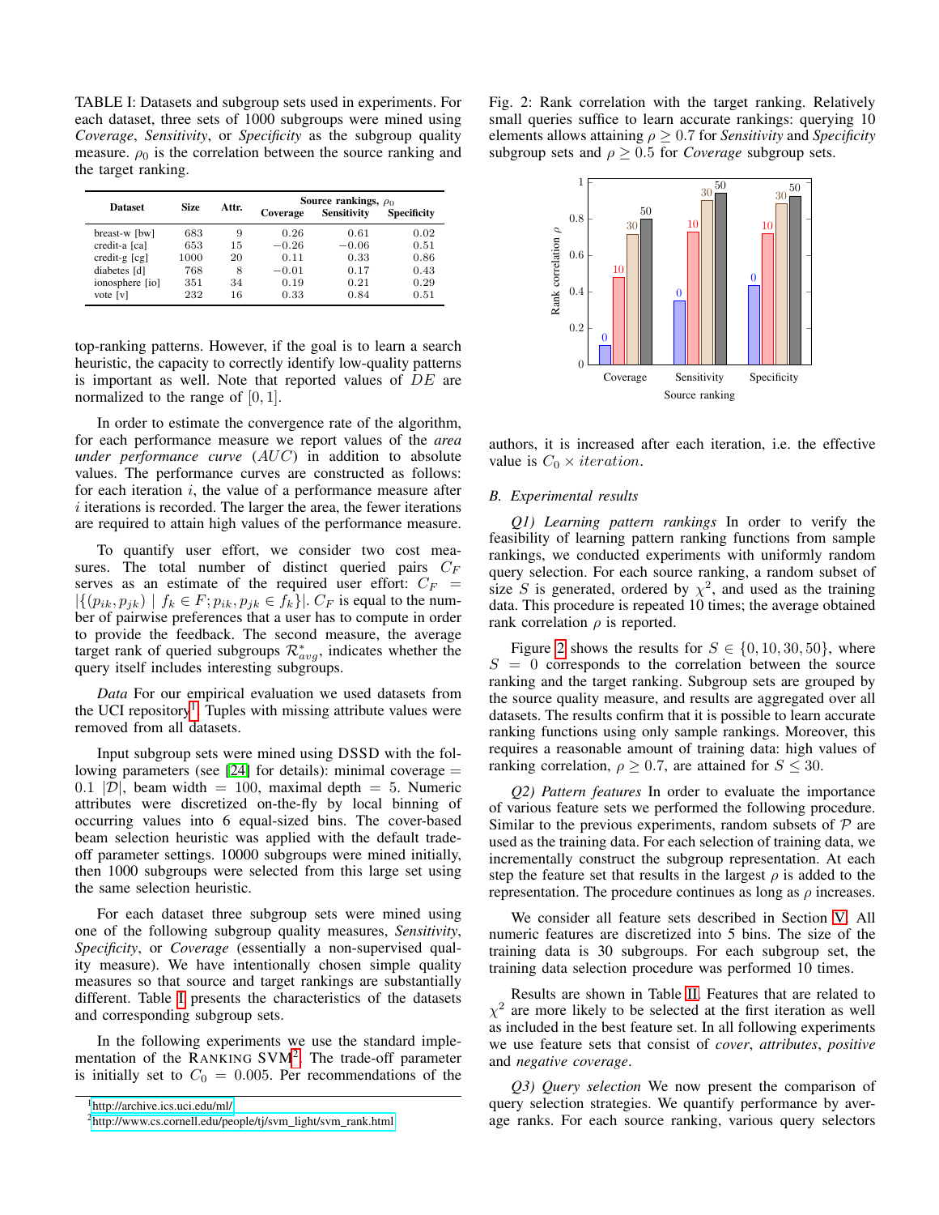TABLE I: Datasets and subgroup sets used in experiments. For each dataset, three sets of 1000 subgroups were mined using *Coverage*, *Sensitivity*, or *Specificity* as the subgroup quality measure. $\rho_0$ is the correlation between the source ranking and the target ranking.

| Dataset | Size | Attr. | Source rankings, $\rho_0$ | | |
|---|---|---|---|---|---|
| | | | Coverage | Sensitivity | Specificity |
| breast-w [bw] | 683 | 9 | 0.26 | 0.61 | 0.02 |
| credit-a [ca] | 653 | 15 | $-0.26$ | $-0.06$ | 0.51 |
| credit-g [cg] | 1000 | 20 | 0.11 | 0.33 | 0.86 |
| diabetes [d] | 768 | 8 | $-0.01$ | 0.17 | 0.43 |
| ionosphere [io] | 351 | 34 | 0.19 | 0.21 | 0.29 |
| vote [v] | 232 | 16 | 0.33 | 0.84 | 0.51 |

top-ranking patterns. However, if the goal is to learn a search heuristic, the capacity to correctly identify low-quality patterns is important as well. Note that reported values of $DE$ are normalized to the range of $[0, 1]$.

In order to estimate the convergence rate of the algorithm, for each performance measure we report values of the *area under performance curve* ($AUC$) in addition to absolute values. The performance curves are constructed as follows: for each iteration $i$, the value of a performance measure after $i$ iterations is recorded. The larger the area, the fewer iterations are required to attain high values of the performance measure.

To quantify user effort, we consider two cost measures. The total number of distinct queried pairs $C_F$ serves as an estimate of the required user effort: $C_F = |\{(p_{ik}, p_{jk}) \mid f_k \in F; p_{ik}, p_{jk} \in f_k\}|$. $C_F$ is equal to the number of pairwise preferences that a user has to compute in order to provide the feedback. The second measure, the average target rank of queried subgroups $\mathcal{R}^*_{avg}$, indicates whether the query itself includes interesting subgroups.

*Data* For our empirical evaluation we used datasets from the UCI repository[1]. Tuples with missing attribute values were removed from all datasets.

Input subgroup sets were mined using DSSD with the following parameters (see [24] for details): minimal coverage = $0.1\ |\mathcal{D}|$, beam width = 100, maximal depth = 5. Numeric attributes were discretized on-the-fly by local binning of occurring values into 6 equal-sized bins. The cover-based beam selection heuristic was applied with the default tradeoff parameter settings. 10000 subgroups were mined initially, then 1000 subgroups were selected from this large set using the same selection heuristic.

For each dataset three subgroup sets were mined using one of the following subgroup quality measures, *Sensitivity*, *Specificity*, or *Coverage* (essentially a non-supervised quality measure). We have intentionally chosen simple quality measures so that source and target rankings are substantially different. Table I presents the characteristics of the datasets and corresponding subgroup sets.

In the following experiments we use the standard implementation of the RANKING SVM[2]. The trade-off parameter is initially set to $C_0 = 0.005$. Per recommendations of the authors, it is increased after each iteration, i.e. the effective value is $C_0 \times iteration$.

[1] http://archive.ics.uci.edu/ml/

[2] http://www.cs.cornell.edu/people/tj/svm_light/svm_rank.html

Fig. 2: Rank correlation with the target ranking. Relatively small queries suffice to learn accurate rankings: querying 10 elements allows attaining $\rho \geq 0.7$ for *Sensitivity* and *Specificity* subgroup sets and $\rho \geq 0.5$ for *Coverage* subgroup sets.

### B. Experimental results

*Q1) Learning pattern rankings* In order to verify the feasibility of learning pattern ranking functions from sample rankings, we conducted experiments with uniformly random query selection. For each source ranking, a random subset of size $S$ is generated, ordered by $\chi^2$, and used as the training data. This procedure is repeated 10 times; the average obtained rank correlation $\rho$ is reported.

Figure 2 shows the results for $S \in \{0, 10, 30, 50\}$, where $S = 0$ corresponds to the correlation between the source ranking and the target ranking. Subgroup sets are grouped by the source quality measure, and results are aggregated over all datasets. The results confirm that it is possible to learn accurate ranking functions using only sample rankings. Moreover, this requires a reasonable amount of training data: high values of ranking correlation, $\rho \geq 0.7$, are attained for $S \leq 30$.

*Q2) Pattern features* In order to evaluate the importance of various feature sets we performed the following procedure. Similar to the previous experiments, random subsets of $\mathcal{P}$ are used as the training data. For each selection of training data, we incrementally construct the subgroup representation. At each step the feature set that results in the largest $\rho$ is added to the representation. The procedure continues as long as $\rho$ increases.

We consider all feature sets described in Section V. All numeric features are discretized into 5 bins. The size of the training data is 30 subgroups. For each subgroup set, the training data selection procedure was performed 10 times.

Results are shown in Table II. Features that are related to $\chi^2$ are more likely to be selected at the first iteration as well as included in the best feature set. In all following experiments we use feature sets that consist of *cover*, *attributes*, *positive* and *negative coverage*.

*Q3) Query selection* We now present the comparison of query selection strategies. We quantify performance by average ranks. For each source ranking, various query selectors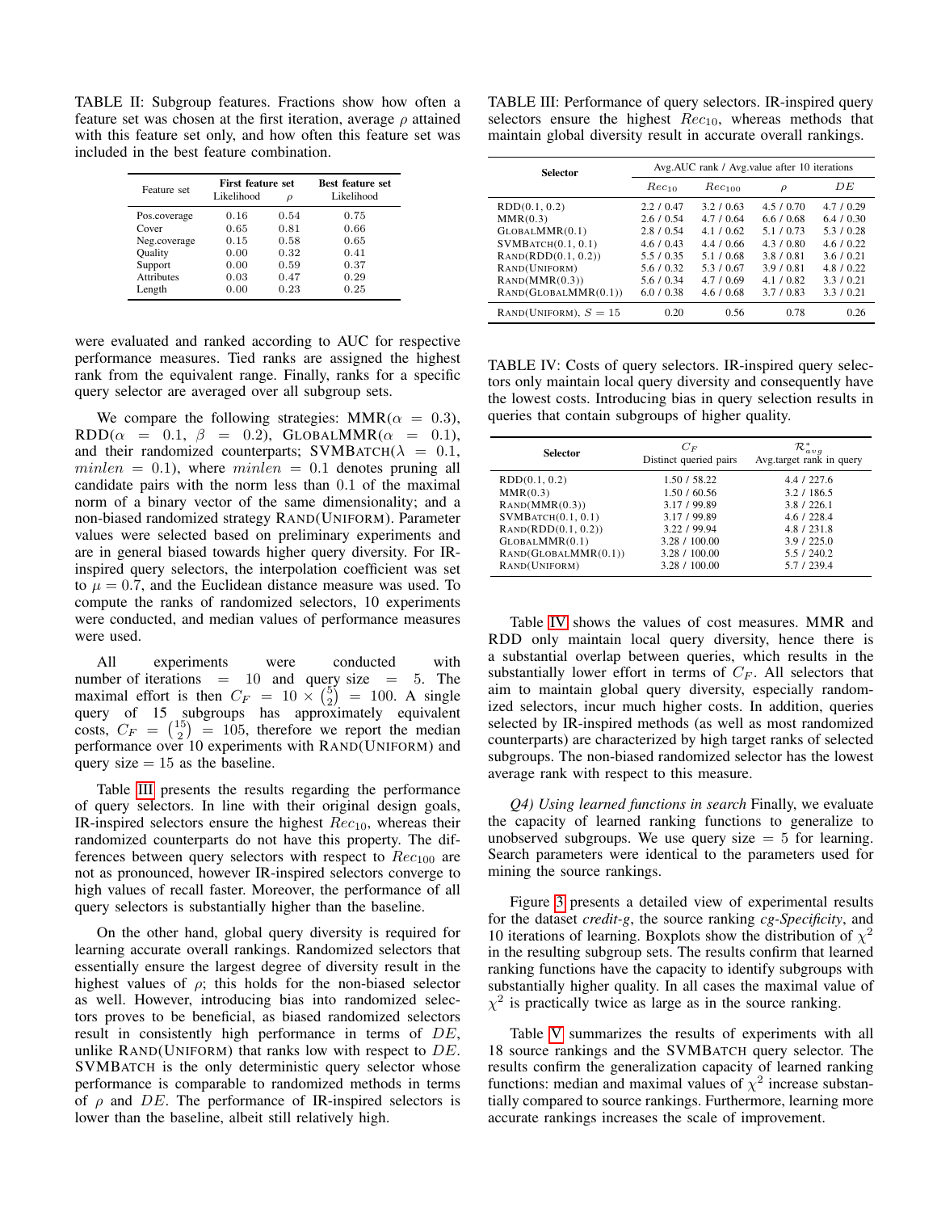TABLE II: Subgroup features. Fractions show how often a feature set was chosen at the first iteration, average $\rho$ attained with this feature set only, and how often this feature set was included in the best feature combination.

| Feature set | First feature set | | Best feature set |
|---|---|---|---|
| | Likelihood | $\rho$ | Likelihood |
| Pos.coverage | 0.16 | 0.54 | 0.75 |
| Cover | 0.65 | 0.81 | 0.66 |
| Neg.coverage | 0.15 | 0.58 | 0.65 |
| Quality | 0.00 | 0.32 | 0.41 |
| Support | 0.00 | 0.59 | 0.37 |
| Attributes | 0.03 | 0.47 | 0.29 |
| Length | 0.00 | 0.23 | 0.25 |

were evaluated and ranked according to AUC for respective performance measures. Tied ranks are assigned the highest rank from the equivalent range. Finally, ranks for a specific query selector are averaged over all subgroup sets.

We compare the following strategies: MMR($\alpha = 0.3$), RDD($\alpha = 0.1$, $\beta = 0.2$), GLOBALMMR($\alpha = 0.1$), and their randomized counterparts; SVMBATCH($\lambda = 0.1$, $minlen = 0.1$), where $minlen = 0.1$ denotes pruning all candidate pairs with the norm less than 0.1 of the maximal norm of a binary vector of the same dimensionality; and a non-biased randomized strategy RAND(UNIFORM). Parameter values were selected based on preliminary experiments and are in general biased towards higher query diversity. For IR-inspired query selectors, the interpolation coefficient was set to $\mu = 0.7$, and the Euclidean distance measure was used. To compute the ranks of randomized selectors, 10 experiments were conducted, and median values of performance measures were used.

All experiments were conducted with number of iterations = 10 and query size = 5. The maximal effort is then $C_F = 10 \times \binom{5}{2} = 100$. A single query of 15 subgroups has approximately equivalent costs, $C_F = \binom{15}{2} = 105$, therefore we report the median performance over 10 experiments with RAND(UNIFORM) and query size = 15 as the baseline.

Table III presents the results regarding the performance of query selectors. In line with their original design goals, IR-inspired selectors ensure the highest $Rec_{10}$, whereas their randomized counterparts do not have this property. The differences between query selectors with respect to $Rec_{100}$ are not as pronounced, however IR-inspired selectors converge to high values of recall faster. Moreover, the performance of all query selectors is substantially higher than the baseline.

On the other hand, global query diversity is required for learning accurate overall rankings. Randomized selectors that essentially ensure the largest degree of diversity result in the highest values of $\rho$; this holds for the non-biased selector as well. However, introducing bias into randomized selectors proves to be beneficial, as biased randomized selectors result in consistently high performance in terms of $DE$, unlike RAND(UNIFORM) that ranks low with respect to $DE$. SVMBATCH is the only deterministic query selector whose performance is comparable to randomized methods in terms of $\rho$ and $DE$. The performance of IR-inspired selectors is lower than the baseline, albeit still relatively high.

TABLE III: Performance of query selectors. IR-inspired query selectors ensure the highest $Rec_{10}$, whereas methods that maintain global diversity result in accurate overall rankings.

| Selector | Avg.AUC rank / Avg.value after 10 iterations | | | |
|---|---|---|---|---|
| | $Rec_{10}$ | $Rec_{100}$ | $\rho$ | $DE$ |
| RDD(0.1, 0.2) | 2.2 / 0.47 | 3.2 / 0.63 | 4.5 / 0.70 | 4.7 / 0.29 |
| MMR(0.3) | 2.6 / 0.54 | 4.7 / 0.64 | 6.6 / 0.68 | 6.4 / 0.30 |
| GLOBALMMR(0.1) | 2.8 / 0.54 | 4.1 / 0.62 | 5.1 / 0.73 | 5.3 / 0.28 |
| SVMBATCH(0.1, 0.1) | 4.6 / 0.43 | 4.4 / 0.66 | 4.3 / 0.80 | 4.6 / 0.22 |
| RAND(RDD(0.1, 0.2)) | 5.5 / 0.35 | 5.1 / 0.68 | 3.8 / 0.81 | 3.6 / 0.21 |
| RAND(UNIFORM) | 5.6 / 0.32 | 5.3 / 0.67 | 3.9 / 0.81 | 4.8 / 0.22 |
| RAND(MMR(0.3)) | 5.6 / 0.34 | 4.7 / 0.69 | 4.1 / 0.82 | 3.3 / 0.21 |
| RAND(GLOBALMMR(0.1)) | 6.0 / 0.38 | 4.6 / 0.68 | 3.7 / 0.83 | 3.3 / 0.21 |
| RAND(UNIFORM), $S = 15$ | 0.20 | 0.56 | 0.78 | 0.26 |

TABLE IV: Costs of query selectors. IR-inspired query selectors only maintain local query diversity and consequently have the lowest costs. Introducing bias in query selection results in queries that contain subgroups of higher quality.

| Selector | $C_F$<br>Distinct queried pairs | $\mathcal{R}^*_{avg}$<br>Avg.target rank in query |
|---|---|---|
| RDD(0.1, 0.2) | 1.50 / 58.22 | 4.4 / 227.6 |
| MMR(0.3) | 1.50 / 60.56 | 3.2 / 186.5 |
| RAND(MMR(0.3)) | 3.17 / 99.89 | 3.8 / 226.1 |
| SVMBATCH(0.1, 0.1) | 3.17 / 99.89 | 4.6 / 228.4 |
| RAND(RDD(0.1, 0.2)) | 3.22 / 99.94 | 4.8 / 231.8 |
| GLOBALMMR(0.1) | 3.28 / 100.00 | 3.9 / 225.0 |
| RAND(GLOBALMMR(0.1)) | 3.28 / 100.00 | 5.5 / 240.2 |
| RAND(UNIFORM) | 3.28 / 100.00 | 5.7 / 239.4 |

Table IV shows the values of cost measures. MMR and RDD only maintain local query diversity, hence there is a substantial overlap between queries, which results in the substantially lower effort in terms of $C_F$. All selectors that aim to maintain global query diversity, especially randomized selectors, incur much higher costs. In addition, queries selected by IR-inspired methods (as well as most randomized counterparts) are characterized by high target ranks of selected subgroups. The non-biased randomized selector has the lowest average rank with respect to this measure.

*Q4) Using learned functions in search* Finally, we evaluate the capacity of learned ranking functions to generalize to unobserved subgroups. We use query size = 5 for learning. Search parameters were identical to the parameters used for mining the source rankings.

Figure 3 presents a detailed view of experimental results for the dataset *credit-g*, the source ranking *cg-Specificity*, and 10 iterations of learning. Boxplots show the distribution of $\chi^2$ in the resulting subgroup sets. The results confirm that learned ranking functions have the capacity to identify subgroups with substantially higher quality. In all cases the maximal value of $\chi^2$ is practically twice as large as in the source ranking.

Table V summarizes the results of experiments with all 18 source rankings and the SVMBATCH query selector. The results confirm the generalization capacity of learned ranking functions: median and maximal values of $\chi^2$ increase substantially compared to source rankings. Furthermore, learning more accurate rankings increases the scale of improvement.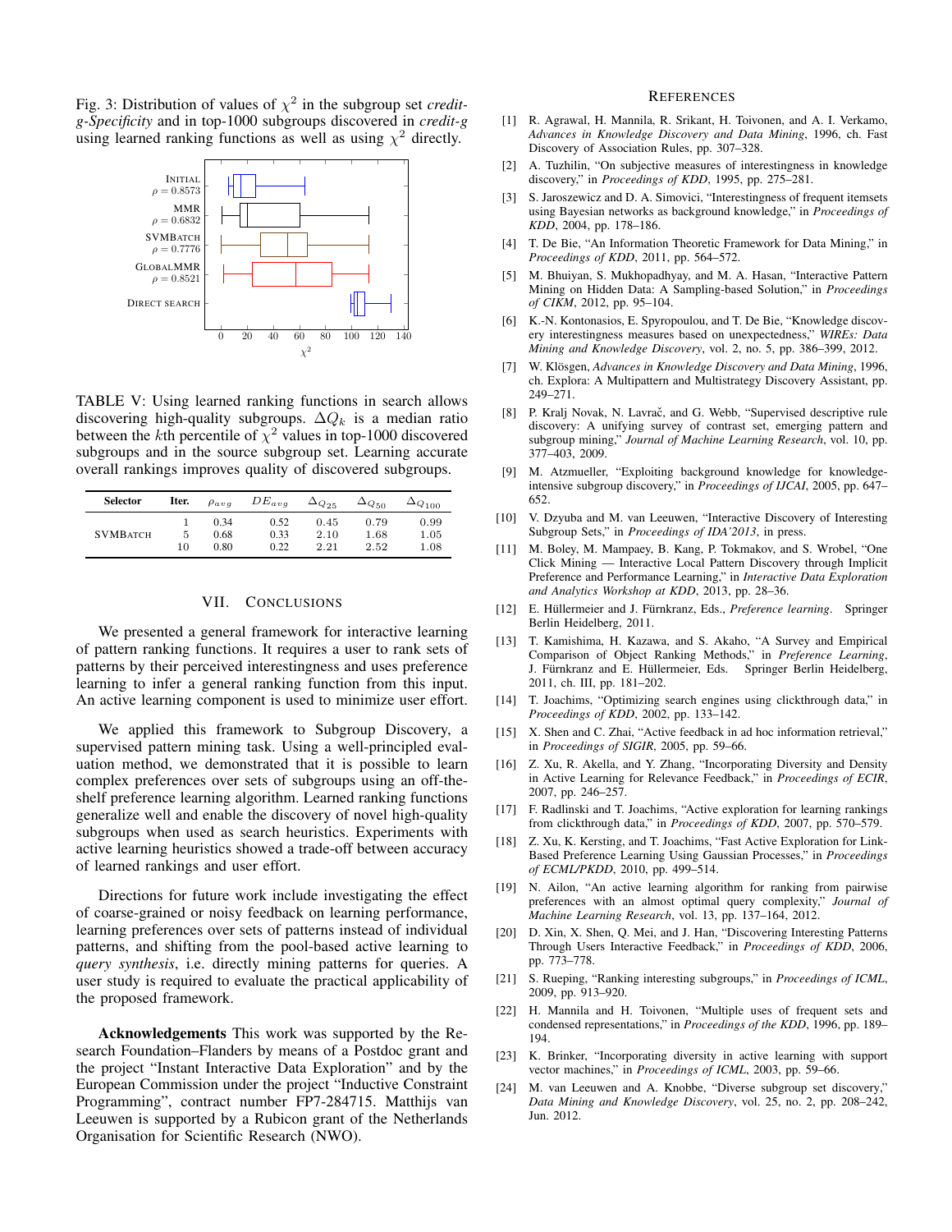Fig. 3: Distribution of values of $\chi^2$ in the subgroup set *credit-g-Specificity* and in top-1000 subgroups discovered in *credit-g* using learned ranking functions as well as using $\chi^2$ directly.

INITIAL
$\rho = 0.8573$
MMR
$\rho = 0.6832$
SVMBATCH
$\rho = 0.7776$
GLOBALMMR
$\rho = 0.8521$
DIRECT SEARCH

0 20 40 60 80 100 120 140
$\chi^2$

TABLE V: Using learned ranking functions in search allows discovering high-quality subgroups. $\Delta Q_k$ is a median ratio between the $k$th percentile of $\chi^2$ values in top-1000 discovered subgroups and in the source subgroup set. Learning accurate overall rankings improves quality of discovered subgroups.

| Selector | Iter. | $\rho_{avg}$ | $DE_{avg}$ | $\Delta_{Q_{25}}$ | $\Delta_{Q_{50}}$ | $\Delta_{Q_{100}}$ |
|---|---|---|---|---|---|---|
| SVMBATCH | 1 | 0.34 | 0.52 | 0.45 | 0.79 | 0.99 |
| | 5 | 0.68 | 0.33 | 2.10 | 1.68 | 1.05 |
| | 10 | 0.80 | 0.22 | 2.21 | 2.52 | 1.08 |

## VII. CONCLUSIONS

We presented a general framework for interactive learning of pattern ranking functions. It requires a user to rank sets of patterns by their perceived interestingness and uses preference learning to infer a general ranking function from this input. An active learning component is used to minimize user effort.

We applied this framework to Subgroup Discovery, a supervised pattern mining task. Using a well-principled evaluation method, we demonstrated that it is possible to learn complex preferences over sets of subgroups using an off-the-shelf preference learning algorithm. Learned ranking functions generalize well and enable the discovery of novel high-quality subgroups when used as search heuristics. Experiments with active learning heuristics showed a trade-off between accuracy of learned rankings and user effort.

Directions for future work include investigating the effect of coarse-grained or noisy feedback on learning performance, learning preferences over sets of patterns instead of individual patterns, and shifting from the pool-based active learning to *query synthesis*, i.e. directly mining patterns for queries. A user study is required to evaluate the practical applicability of the proposed framework.

**Acknowledgements** This work was supported by the Research Foundation–Flanders by means of a Postdoc grant and the project "Instant Interactive Data Exploration" and by the European Commission under the project "Inductive Constraint Programming", contract number FP7-284715. Matthijs van Leeuwen is supported by a Rubicon grant of the Netherlands Organisation for Scientific Research (NWO).

## REFERENCES

[1] R. Agrawal, H. Mannila, R. Srikant, H. Toivonen, and A. I. Verkamo, *Advances in Knowledge Discovery and Data Mining*, 1996, ch. Fast Discovery of Association Rules, pp. 307–328.

[2] A. Tuzhilin, "On subjective measures of interestingness in knowledge discovery," in *Proceedings of KDD*, 1995, pp. 275–281.

[3] S. Jaroszewicz and D. A. Simovici, "Interestingness of frequent itemsets using Bayesian networks as background knowledge," in *Proceedings of KDD*, 2004, pp. 178–186.

[4] T. De Bie, "An Information Theoretic Framework for Data Mining," in *Proceedings of KDD*, 2011, pp. 564–572.

[5] M. Bhuiyan, S. Mukhopadhyay, and M. A. Hasan, "Interactive Pattern Mining on Hidden Data: A Sampling-based Solution," in *Proceedings of CIKM*, 2012, pp. 95–104.

[6] K.-N. Kontonasios, E. Spyropoulou, and T. De Bie, "Knowledge discovery interestingness measures based on unexpectedness," *WIREs: Data Mining and Knowledge Discovery*, vol. 2, no. 5, pp. 386–399, 2012.

[7] W. Klösgen, *Advances in Knowledge Discovery and Data Mining*, 1996, ch. Explora: A Multipattern and Multistrategy Discovery Assistant, pp. 249–271.

[8] P. Kralj Novak, N. Lavrač, and G. Webb, "Supervised descriptive rule discovery: A unifying survey of contrast set, emerging pattern and subgroup mining," *Journal of Machine Learning Research*, vol. 10, pp. 377–403, 2009.

[9] M. Atzmueller, "Exploiting background knowledge for knowledge-intensive subgroup discovery," in *Proceedings of IJCAI*, 2005, pp. 647–652.

[10] V. Dzyuba and M. van Leeuwen, "Interactive Discovery of Interesting Subgroup Sets," in *Proceedings of IDA'2013*, in press.

[11] M. Boley, M. Mampaey, B. Kang, P. Tokmakov, and S. Wrobel, "One Click Mining — Interactive Local Pattern Discovery through Implicit Preference and Performance Learning," in *Interactive Data Exploration and Analytics Workshop at KDD*, 2013, pp. 28–36.

[12] E. Hüllermeier and J. Fürnkranz, Eds., *Preference learning*. Springer Berlin Heidelberg, 2011.

[13] T. Kamishima, H. Kazawa, and S. Akaho, "A Survey and Empirical Comparison of Object Ranking Methods," in *Preference Learning*, J. Fürnkranz and E. Hüllermeier, Eds. Springer Berlin Heidelberg, 2011, ch. III, pp. 181–202.

[14] T. Joachims, "Optimizing search engines using clickthrough data," in *Proceedings of KDD*, 2002, pp. 133–142.

[15] X. Shen and C. Zhai, "Active feedback in ad hoc information retrieval," in *Proceedings of SIGIR*, 2005, pp. 59–66.

[16] Z. Xu, R. Akella, and Y. Zhang, "Incorporating Diversity and Density in Active Learning for Relevance Feedback," in *Proceedings of ECIR*, 2007, pp. 246–257.

[17] F. Radlinski and T. Joachims, "Active exploration for learning rankings from clickthrough data," in *Proceedings of KDD*, 2007, pp. 570–579.

[18] Z. Xu, K. Kersting, and T. Joachims, "Fast Active Exploration for Link-Based Preference Learning Using Gaussian Processes," in *Proceedings of ECML/PKDD*, 2010, pp. 499–514.

[19] N. Ailon, "An active learning algorithm for ranking from pairwise preferences with an almost optimal query complexity," *Journal of Machine Learning Research*, vol. 13, pp. 137–164, 2012.

[20] D. Xin, X. Shen, Q. Mei, and J. Han, "Discovering Interesting Patterns Through Users Interactive Feedback," in *Proceedings of KDD*, 2006, pp. 773–778.

[21] S. Rueping, "Ranking interesting subgroups," in *Proceedings of ICML*, 2009, pp. 913–920.

[22] H. Mannila and H. Toivonen, "Multiple uses of frequent sets and condensed representations," in *Proceedings of the KDD*, 1996, pp. 189–194.

[23] K. Brinker, "Incorporating diversity in active learning with support vector machines," in *Proceedings of ICML*, 2003, pp. 59–66.

[24] M. van Leeuwen and A. Knobbe, "Diverse subgroup set discovery," *Data Mining and Knowledge Discovery*, vol. 25, no. 2, pp. 208–242, Jun. 2012.